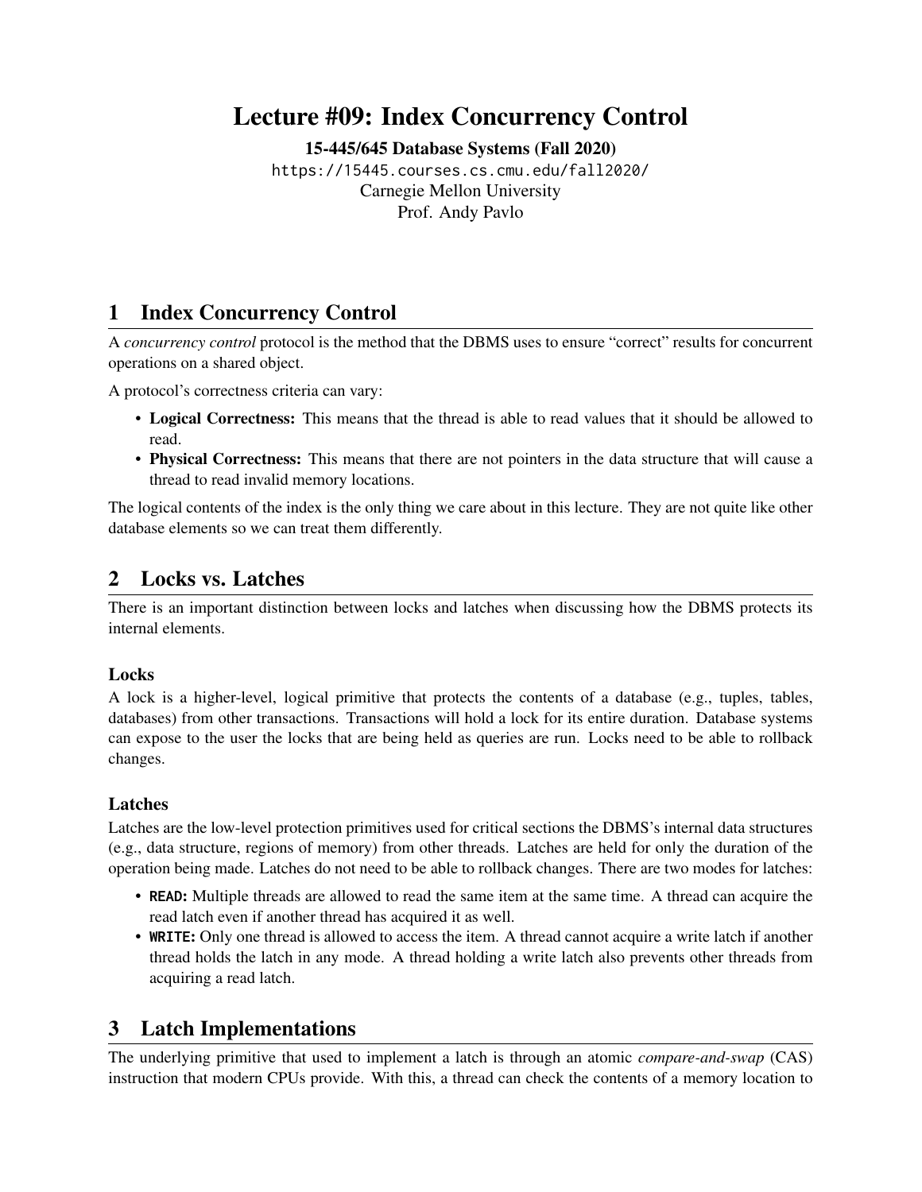# Lecture #09: Index Concurrency Control

**15-445/645 Database Systems (Fall 2020)**

https://15445.courses.cs.cmu.edu/fall2020/

Carnegie Mellon University

Prof. Andy Pavlo

## 1 Index Concurrency Control

A *concurrency control* protocol is the method that the DBMS uses to ensure "correct" results for concurrent operations on a shared object.

A protocol's correctness criteria can vary:

- **Logical Correctness:** This means that the thread is able to read values that it should be allowed to read.
- **Physical Correctness:** This means that there are not pointers in the data structure that will cause a thread to read invalid memory locations.

The logical contents of the index is the only thing we care about in this lecture. They are not quite like other database elements so we can treat them differently.

## 2 Locks vs. Latches

There is an important distinction between locks and latches when discussing how the DBMS protects its internal elements.

### Locks

A lock is a higher-level, logical primitive that protects the contents of a database (e.g., tuples, tables, databases) from other transactions. Transactions will hold a lock for its entire duration. Database systems can expose to the user the locks that are being held as queries are run. Locks need to be able to rollback changes.

### Latches

Latches are the low-level protection primitives used for critical sections the DBMS's internal data structures (e.g., data structure, regions of memory) from other threads. Latches are held for only the duration of the operation being made. Latches do not need to be able to rollback changes. There are two modes for latches:

- **READ:** Multiple threads are allowed to read the same item at the same time. A thread can acquire the read latch even if another thread has acquired it as well.
- **WRITE:** Only one thread is allowed to access the item. A thread cannot acquire a write latch if another thread holds the latch in any mode. A thread holding a write latch also prevents other threads from acquiring a read latch.

## 3 Latch Implementations

The underlying primitive that used to implement a latch is through an atomic *compare-and-swap* (CAS) instruction that modern CPUs provide. With this, a thread can check the contents of a memory location to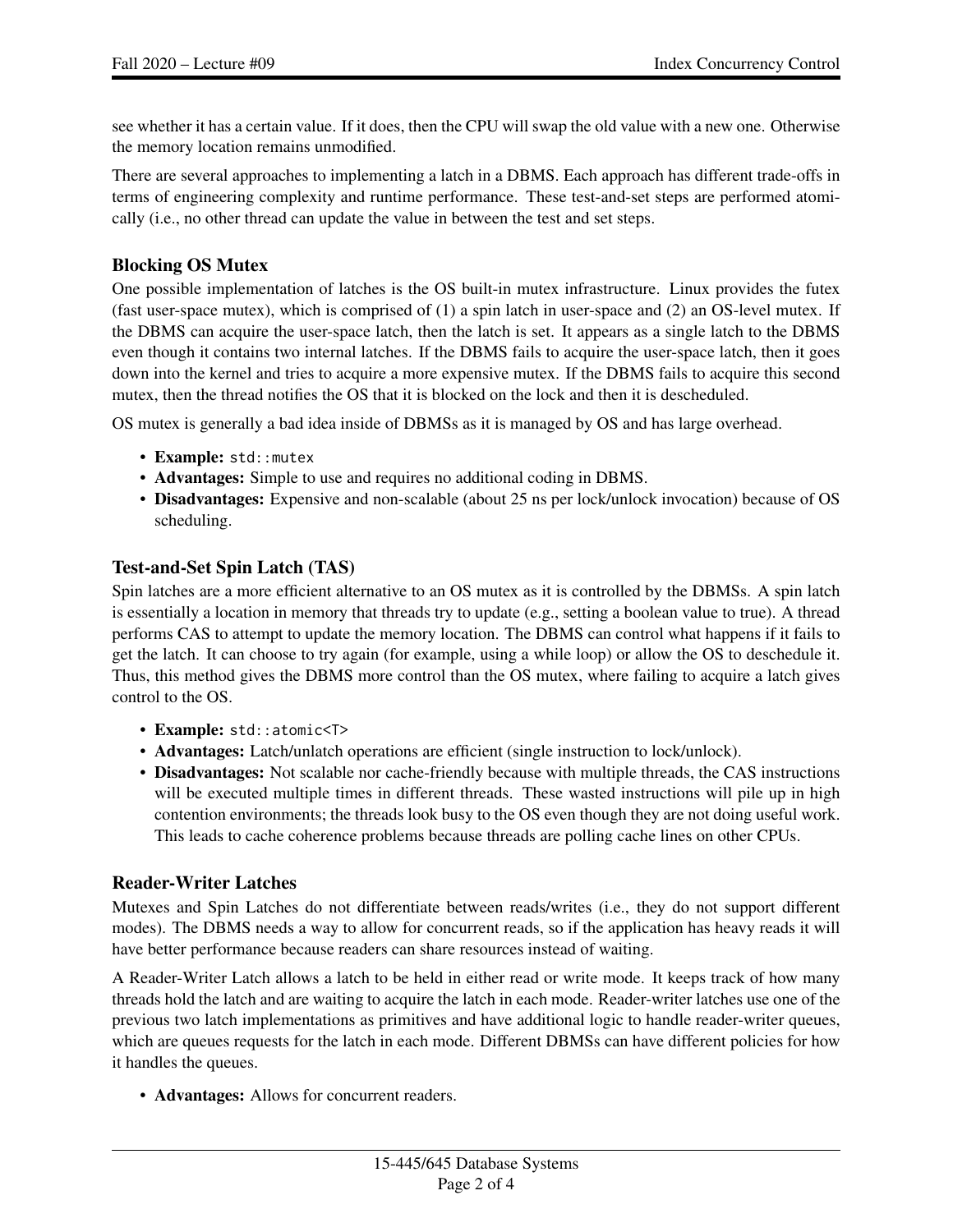see whether it has a certain value. If it does, then the CPU will swap the old value with a new one. Otherwise the memory location remains unmodified.

There are several approaches to implementing a latch in a DBMS. Each approach has different trade-offs in terms of engineering complexity and runtime performance. These test-and-set steps are performed atomically (i.e., no other thread can update the value in between the test and set steps.

### Blocking OS Mutex

One possible implementation of latches is the OS built-in mutex infrastructure. Linux provides the futex (fast user-space mutex), which is comprised of (1) a spin latch in user-space and (2) an OS-level mutex. If the DBMS can acquire the user-space latch, then the latch is set. It appears as a single latch to the DBMS even though it contains two internal latches. If the DBMS fails to acquire the user-space latch, then it goes down into the kernel and tries to acquire a more expensive mutex. If the DBMS fails to acquire this second mutex, then the thread notifies the OS that it is blocked on the lock and then it is descheduled.

OS mutex is generally a bad idea inside of DBMSs as it is managed by OS and has large overhead.

- **Example:** `std::mutex`
- **Advantages:** Simple to use and requires no additional coding in DBMS.
- **Disadvantages:** Expensive and non-scalable (about 25 ns per lock/unlock invocation) because of OS scheduling.

### Test-and-Set Spin Latch (TAS)

Spin latches are a more efficient alternative to an OS mutex as it is controlled by the DBMSs. A spin latch is essentially a location in memory that threads try to update (e.g., setting a boolean value to true). A thread performs CAS to attempt to update the memory location. The DBMS can control what happens if it fails to get the latch. It can choose to try again (for example, using a while loop) or allow the OS to deschedule it. Thus, this method gives the DBMS more control than the OS mutex, where failing to acquire a latch gives control to the OS.

- **Example:** `std::atomic<T>`
- **Advantages:** Latch/unlatch operations are efficient (single instruction to lock/unlock).
- **Disadvantages:** Not scalable nor cache-friendly because with multiple threads, the CAS instructions will be executed multiple times in different threads. These wasted instructions will pile up in high contention environments; the threads look busy to the OS even though they are not doing useful work. This leads to cache coherence problems because threads are polling cache lines on other CPUs.

### Reader-Writer Latches

Mutexes and Spin Latches do not differentiate between reads/writes (i.e., they do not support different modes). The DBMS needs a way to allow for concurrent reads, so if the application has heavy reads it will have better performance because readers can share resources instead of waiting.

A Reader-Writer Latch allows a latch to be held in either read or write mode. It keeps track of how many threads hold the latch and are waiting to acquire the latch in each mode. Reader-writer latches use one of the previous two latch implementations as primitives and have additional logic to handle reader-writer queues, which are queues requests for the latch in each mode. Different DBMSs can have different policies for how it handles the queues.

- **Advantages:** Allows for concurrent readers.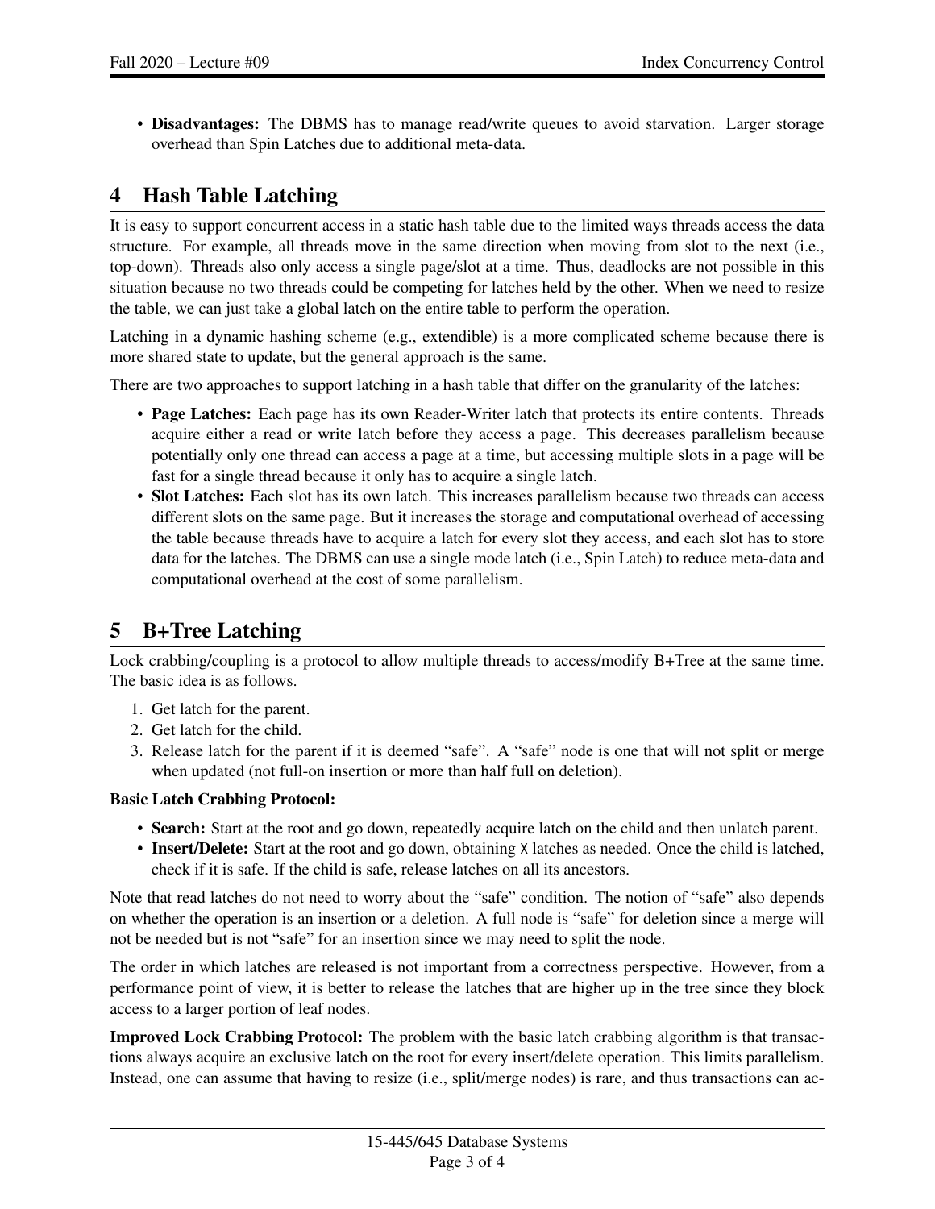- **Disadvantages:** The DBMS has to manage read/write queues to avoid starvation. Larger storage overhead than Spin Latches due to additional meta-data.

# 4 Hash Table Latching

It is easy to support concurrent access in a static hash table due to the limited ways threads access the data structure. For example, all threads move in the same direction when moving from slot to the next (i.e., top-down). Threads also only access a single page/slot at a time. Thus, deadlocks are not possible in this situation because no two threads could be competing for latches held by the other. When we need to resize the table, we can just take a global latch on the entire table to perform the operation.

Latching in a dynamic hashing scheme (e.g., extendible) is a more complicated scheme because there is more shared state to update, but the general approach is the same.

There are two approaches to support latching in a hash table that differ on the granularity of the latches:

- **Page Latches:** Each page has its own Reader-Writer latch that protects its entire contents. Threads acquire either a read or write latch before they access a page. This decreases parallelism because potentially only one thread can access a page at a time, but accessing multiple slots in a page will be fast for a single thread because it only has to acquire a single latch.
- **Slot Latches:** Each slot has its own latch. This increases parallelism because two threads can access different slots on the same page. But it increases the storage and computational overhead of accessing the table because threads have to acquire a latch for every slot they access, and each slot has to store data for the latches. The DBMS can use a single mode latch (i.e., Spin Latch) to reduce meta-data and computational overhead at the cost of some parallelism.

# 5 B+Tree Latching

Lock crabbing/coupling is a protocol to allow multiple threads to access/modify B+Tree at the same time. The basic idea is as follows.

1. Get latch for the parent.
2. Get latch for the child.
3. Release latch for the parent if it is deemed "safe". A "safe" node is one that will not split or merge when updated (not full-on insertion or more than half full on deletion).

**Basic Latch Crabbing Protocol:**

- **Search:** Start at the root and go down, repeatedly acquire latch on the child and then unlatch parent.
- **Insert/Delete:** Start at the root and go down, obtaining `X` latches as needed. Once the child is latched, check if it is safe. If the child is safe, release latches on all its ancestors.

Note that read latches do not need to worry about the "safe" condition. The notion of "safe" also depends on whether the operation is an insertion or a deletion. A full node is "safe" for deletion since a merge will not be needed but is not "safe" for an insertion since we may need to split the node.

The order in which latches are released is not important from a correctness perspective. However, from a performance point of view, it is better to release the latches that are higher up in the tree since they block access to a larger portion of leaf nodes.

**Improved Lock Crabbing Protocol:** The problem with the basic latch crabbing algorithm is that transactions always acquire an exclusive latch on the root for every insert/delete operation. This limits parallelism. Instead, one can assume that having to resize (i.e., split/merge nodes) is rare, and thus transactions can ac-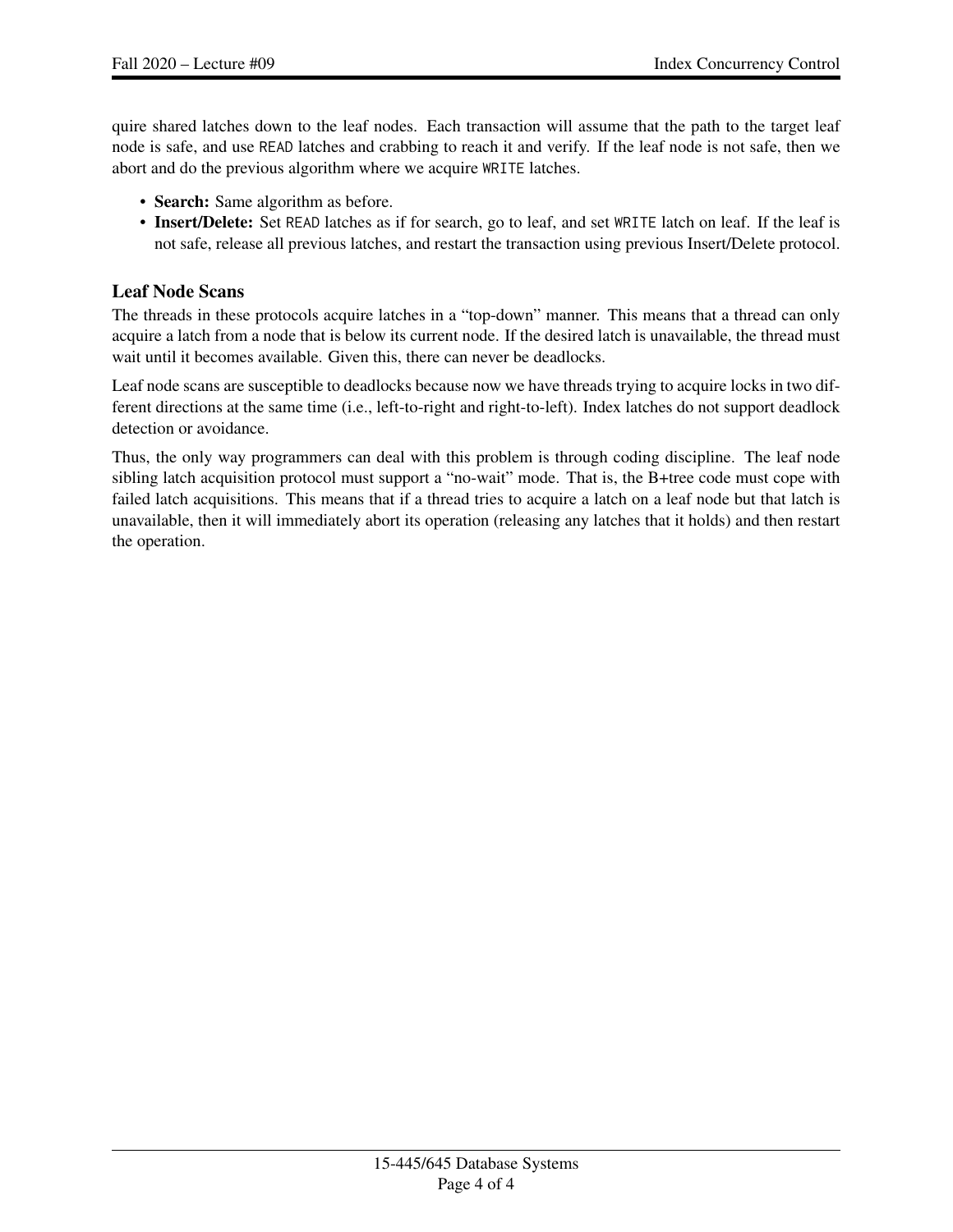quire shared latches down to the leaf nodes. Each transaction will assume that the path to the target leaf node is safe, and use READ latches and crabbing to reach it and verify. If the leaf node is not safe, then we abort and do the previous algorithm where we acquire WRITE latches.

- **Search:** Same algorithm as before.
- **Insert/Delete:** Set READ latches as if for search, go to leaf, and set WRITE latch on leaf. If the leaf is not safe, release all previous latches, and restart the transaction using previous Insert/Delete protocol.

### Leaf Node Scans

The threads in these protocols acquire latches in a "top-down" manner. This means that a thread can only acquire a latch from a node that is below its current node. If the desired latch is unavailable, the thread must wait until it becomes available. Given this, there can never be deadlocks.

Leaf node scans are susceptible to deadlocks because now we have threads trying to acquire locks in two different directions at the same time (i.e., left-to-right and right-to-left). Index latches do not support deadlock detection or avoidance.

Thus, the only way programmers can deal with this problem is through coding discipline. The leaf node sibling latch acquisition protocol must support a "no-wait" mode. That is, the B+tree code must cope with failed latch acquisitions. This means that if a thread tries to acquire a latch on a leaf node but that latch is unavailable, then it will immediately abort its operation (releasing any latches that it holds) and then restart the operation.